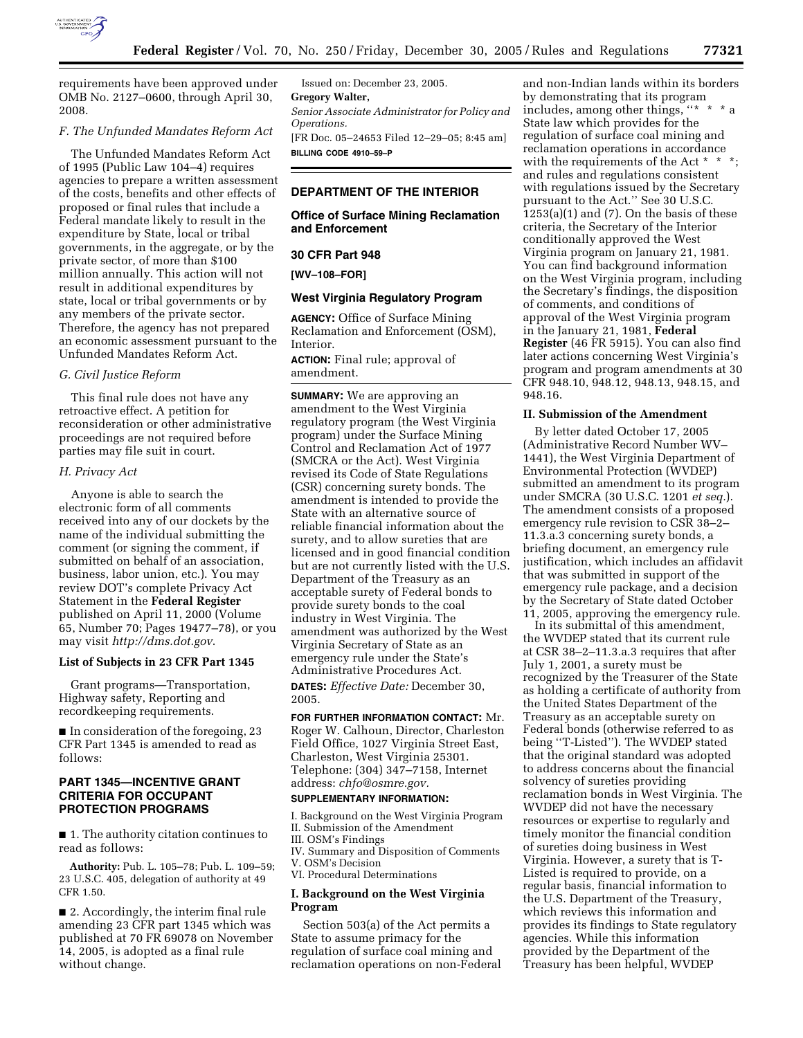requirements have been approved under OMB No. 2127–0600, through April 30, 2008.

### F. The Unfunded Mandates Reform Act

The Unfunded Mandates Reform Act of 1995 (Public Law 104–4) requires agencies to prepare a written assessment of the costs, benefits and other effects of proposed or final rules that include a Federal mandate likely to result in the expenditure by State, local or tribal governments, in the aggregate, or by the private sector, of more than $100 million annually. This action will not result in additional expenditures by state, local or tribal governments or by any members of the private sector. Therefore, the agency has not prepared an economic assessment pursuant to the Unfunded Mandates Reform Act.

### G. Civil Justice Reform

This final rule does not have any retroactive effect. A petition for reconsideration or other administrative proceedings are not required before parties may file suit in court.

### H. Privacy Act

Anyone is able to search the electronic form of all comments received into any of our dockets by the name of the individual submitting the comment (or signing the comment, if submitted on behalf of an association, business, labor union, etc.). You may review DOT's complete Privacy Act Statement in the **Federal Register** published on April 11, 2000 (Volume 65, Number 70; Pages 19477–78), or you may visit *http://dms.dot.gov*.

### List of Subjects in 23 CFR Part 1345

Grant programs—Transportation, Highway safety, Reporting and recordkeeping requirements.

■ In consideration of the foregoing, 23 CFR Part 1345 is amended to read as follows:

## PART 1345—INCENTIVE GRANT CRITERIA FOR OCCUPANT PROTECTION PROGRAMS

■ 1. The authority citation continues to read as follows:

**Authority:** Pub. L. 105–78; Pub. L. 109–59; 23 U.S.C. 405, delegation of authority at 49 CFR 1.50.

■ 2. Accordingly, the interim final rule amending 23 CFR part 1345 which was published at 70 FR 69078 on November 14, 2005, is adopted as a final rule without change.

Issued on: December 23, 2005.

**Gregory Walter,**

*Senior Associate Administrator for Policy and Operations.*

[FR Doc. 05–24653 Filed 12–29–05; 8:45 am]

**BILLING CODE 4910–59–P**

---

## DEPARTMENT OF THE INTERIOR

## Office of Surface Mining Reclamation and Enforcement

## 30 CFR Part 948

**[WV–108–FOR]**

## West Virginia Regulatory Program

**AGENCY:** Office of Surface Mining Reclamation and Enforcement (OSM), Interior.

**ACTION:** Final rule; approval of amendment.

---

**SUMMARY:** We are approving an amendment to the West Virginia regulatory program (the West Virginia program) under the Surface Mining Control and Reclamation Act of 1977 (SMCRA or the Act). West Virginia revised its Code of State Regulations (CSR) concerning surety bonds. The amendment is intended to provide the State with an alternative source of reliable financial information about the surety, and to allow sureties that are licensed and in good financial condition but are not currently listed with the U.S. Department of the Treasury as an acceptable surety of Federal bonds to provide surety bonds to the coal industry in West Virginia. The amendment was authorized by the West Virginia Secretary of State as an emergency rule under the State's Administrative Procedures Act.

**DATES:** *Effective Date:* December 30, 2005.

**FOR FURTHER INFORMATION CONTACT:** Mr. Roger W. Calhoun, Director, Charleston Field Office, 1027 Virginia Street East, Charleston, West Virginia 25301. Telephone: (304) 347–7158, Internet address: *chfo@osmre.gov.*

**SUPPLEMENTARY INFORMATION:**

I. Background on the West Virginia Program
II. Submission of the Amendment
III. OSM's Findings
IV. Summary and Disposition of Comments
V. OSM's Decision
VI. Procedural Determinations

### I. Background on the West Virginia Program

Section 503(a) of the Act permits a State to assume primacy for the regulation of surface coal mining and reclamation operations on non-Federal and non-Indian lands within its borders by demonstrating that its program includes, among other things, "* * * a State law which provides for the regulation of surface coal mining and reclamation operations in accordance with the requirements of the Act * * *; and rules and regulations consistent with regulations issued by the Secretary pursuant to the Act." See 30 U.S.C. 1253(a)(1) and (7). On the basis of these criteria, the Secretary of the Interior conditionally approved the West Virginia program on January 21, 1981. You can find background information on the West Virginia program, including the Secretary's findings, the disposition of comments, and conditions of approval of the West Virginia program in the January 21, 1981, **Federal Register** (46 FR 5915). You can also find later actions concerning West Virginia's program and program amendments at 30 CFR 948.10, 948.12, 948.13, 948.15, and 948.16.

### II. Submission of the Amendment

By letter dated October 17, 2005 (Administrative Record Number WV–1441), the West Virginia Department of Environmental Protection (WVDEP) submitted an amendment to its program under SMCRA (30 U.S.C. 1201 *et seq.*). The amendment consists of a proposed emergency rule revision to CSR 38–2–11.3.a.3 concerning surety bonds, a briefing document, an emergency rule justification, which includes an affidavit that was submitted in support of the emergency rule package, and a decision by the Secretary of State dated October 11, 2005, approving the emergency rule.

In its submittal of this amendment, the WVDEP stated that its current rule at CSR 38–2–11.3.a.3 requires that after July 1, 2001, a surety must be recognized by the Treasurer of the State as holding a certificate of authority from the United States Department of the Treasury as an acceptable surety on Federal bonds (otherwise referred to as being "T-Listed"). The WVDEP stated that the original standard was adopted to address concerns about the financial solvency of sureties providing reclamation bonds in West Virginia. The WVDEP did not have the necessary resources or expertise to regularly and timely monitor the financial condition of sureties doing business in West Virginia. However, a surety that is T-Listed is required to provide, on a regular basis, financial information to the U.S. Department of the Treasury, which reviews this information and provides its findings to State regulatory agencies. While this information provided by the Department of the Treasury has been helpful, WVDEP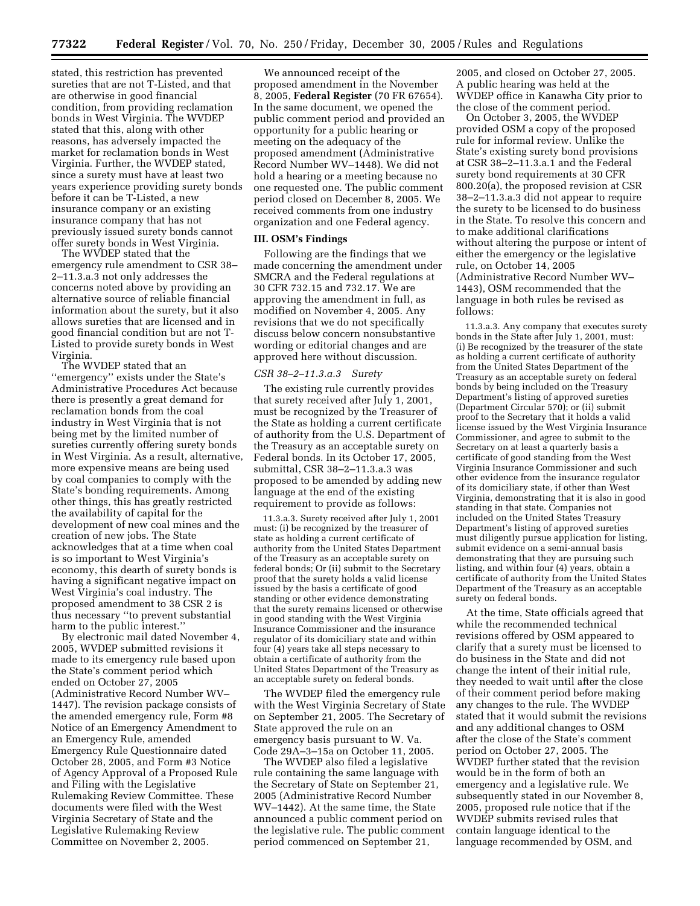stated, this restriction has prevented sureties that are not T-Listed, and that are otherwise in good financial condition, from providing reclamation bonds in West Virginia. The WVDEP stated that this, along with other reasons, has adversely impacted the market for reclamation bonds in West Virginia. Further, the WVDEP stated, since a surety must have at least two years experience providing surety bonds before it can be T-Listed, a new insurance company or an existing insurance company that has not previously issued surety bonds cannot offer surety bonds in West Virginia.

The WVDEP stated that the emergency rule amendment to CSR 38–2–11.3.a.3 not only addresses the concerns noted above by providing an alternative source of reliable financial information about the surety, but it also allows sureties that are licensed and in good financial condition but are not T-Listed to provide surety bonds in West Virginia.

The WVDEP stated that an ''emergency'' exists under the State's Administrative Procedures Act because there is presently a great demand for reclamation bonds from the coal industry in West Virginia that is not being met by the limited number of sureties currently offering surety bonds in West Virginia. As a result, alternative, more expensive means are being used by coal companies to comply with the State's bonding requirements. Among other things, this has greatly restricted the availability of capital for the development of new coal mines and the creation of new jobs. The State acknowledges that at a time when coal is so important to West Virginia's economy, this dearth of surety bonds is having a significant negative impact on West Virginia's coal industry. The proposed amendment to 38 CSR 2 is thus necessary ''to prevent substantial harm to the public interest.''

By electronic mail dated November 4, 2005, WVDEP submitted revisions it made to its emergency rule based upon the State's comment period which ended on October 27, 2005 (Administrative Record Number WV–1447). The revision package consists of the amended emergency rule, Form #8 Notice of an Emergency Amendment to an Emergency Rule, amended Emergency Rule Questionnaire dated October 28, 2005, and Form #3 Notice of Agency Approval of a Proposed Rule and Filing with the Legislative Rulemaking Review Committee. These documents were filed with the West Virginia Secretary of State and the Legislative Rulemaking Review Committee on November 2, 2005.

We announced receipt of the proposed amendment in the November 8, 2005, **Federal Register** (70 FR 67654). In the same document, we opened the public comment period and provided an opportunity for a public hearing or meeting on the adequacy of the proposed amendment (Administrative Record Number WV–1448). We did not hold a hearing or a meeting because no one requested one. The public comment period closed on December 8, 2005. We received comments from one industry organization and one Federal agency.

## III. OSM's Findings

Following are the findings that we made concerning the amendment under SMCRA and the Federal regulations at 30 CFR 732.15 and 732.17. We are approving the amendment in full, as modified on November 4, 2005. Any revisions that we do not specifically discuss below concern nonsubstantive wording or editorial changes and are approved here without discussion.

### *CSR 38–2–11.3.a.3 Surety*

The existing rule currently provides that surety received after July 1, 2001, must be recognized by the Treasurer of the State as holding a current certificate of authority from the U.S. Department of the Treasury as an acceptable surety on Federal bonds. In its October 17, 2005, submittal, CSR 38–2–11.3.a.3 was proposed to be amended by adding new language at the end of the existing requirement to provide as follows:

> 11.3.a.3. Surety received after July 1, 2001 must: (i) be recognized by the treasurer of state as holding a current certificate of authority from the United States Department of the Treasury as an acceptable surety on federal bonds; Or (ii) submit to the Secretary proof that the surety holds a valid license issued by the basis a certificate of good standing or other evidence demonstrating that the surety remains licensed or otherwise in good standing with the West Virginia Insurance Commissioner and the insurance regulator of its domiciliary state and within four (4) years take all steps necessary to obtain a certificate of authority from the United States Department of the Treasury as an acceptable surety on federal bonds.

The WVDEP filed the emergency rule with the West Virginia Secretary of State on September 21, 2005. The Secretary of State approved the rule on an emergency basis pursuant to W. Va. Code 29A–3–15a on October 11, 2005.

The WVDEP also filed a legislative rule containing the same language with the Secretary of State on September 21, 2005 (Administrative Record Number WV–1442). At the same time, the State announced a public comment period on the legislative rule. The public comment period commenced on September 21, 2005, and closed on October 27, 2005. A public hearing was held at the WVDEP office in Kanawha City prior to the close of the comment period.

On October 3, 2005, the WVDEP provided OSM a copy of the proposed rule for informal review. Unlike the State's existing surety bond provisions at CSR 38–2–11.3.a.1 and the Federal surety bond requirements at 30 CFR 800.20(a), the proposed revision at CSR 38–2–11.3.a.3 did not appear to require the surety to be licensed to do business in the State. To resolve this concern and to make additional clarifications without altering the purpose or intent of either the emergency or the legislative rule, on October 14, 2005 (Administrative Record Number WV–1443), OSM recommended that the language in both rules be revised as follows:

> 11.3.a.3. Any company that executes surety bonds in the State after July 1, 2001, must: (i) Be recognized by the treasurer of the state as holding a current certificate of authority from the United States Department of the Treasury as an acceptable surety on federal bonds by being included on the Treasury Department's listing of approved sureties (Department Circular 570); or (ii) submit proof to the Secretary that it holds a valid license issued by the West Virginia Insurance Commissioner, and agree to submit to the Secretary on at least a quarterly basis a certificate of good standing from the West Virginia Insurance Commissioner and such other evidence from the insurance regulator of its domiciliary state, if other than West Virginia, demonstrating that it is also in good standing in that state. Companies not included on the United States Treasury Department's listing of approved sureties must diligently pursue application for listing, submit evidence on a semi-annual basis demonstrating that they are pursuing such listing, and within four (4) years, obtain a certificate of authority from the United States Department of the Treasury as an acceptable surety on federal bonds.

At the time, State officials agreed that while the recommended technical revisions offered by OSM appeared to clarify that a surety must be licensed to do business in the State and did not change the intent of their initial rule, they needed to wait until after the close of their comment period before making any changes to the rule. The WVDEP stated that it would submit the revisions and any additional changes to OSM after the close of the State's comment period on October 27, 2005. The WVDEP further stated that the revision would be in the form of both an emergency and a legislative rule. We subsequently stated in our November 8, 2005, proposed rule notice that if the WVDEP submits revised rules that contain language identical to the language recommended by OSM, and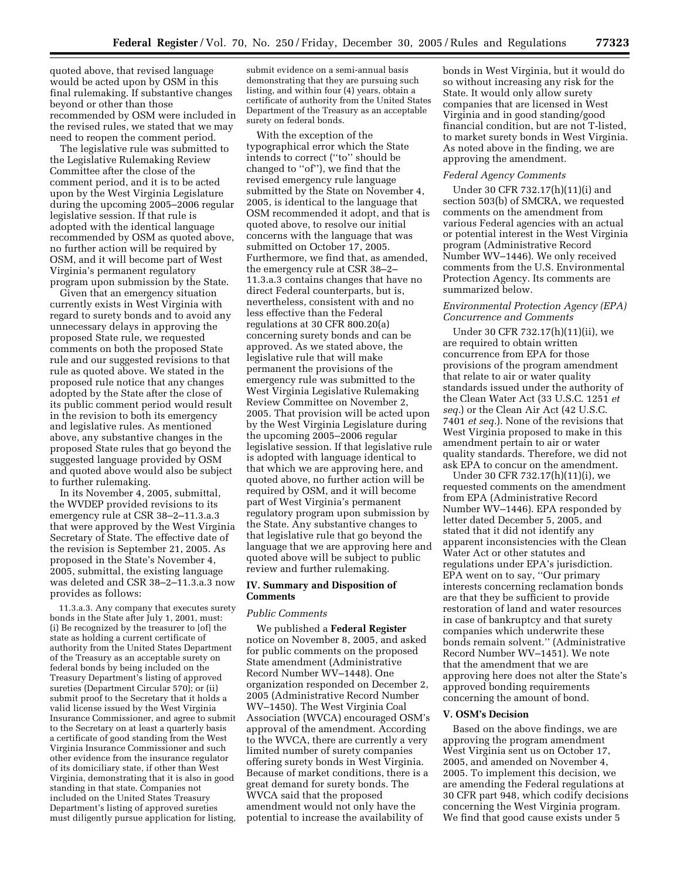quoted above, that revised language would be acted upon by OSM in this final rulemaking. If substantive changes beyond or other than those recommended by OSM were included in the revised rules, we stated that we may need to reopen the comment period.

The legislative rule was submitted to the Legislative Rulemaking Review Committee after the close of the comment period, and it is to be acted upon by the West Virginia Legislature during the upcoming 2005–2006 regular legislative session. If that rule is adopted with the identical language recommended by OSM as quoted above, no further action will be required by OSM, and it will become part of West Virginia's permanent regulatory program upon submission by the State.

Given that an emergency situation currently exists in West Virginia with regard to surety bonds and to avoid any unnecessary delays in approving the proposed State rule, we requested comments on both the proposed State rule and our suggested revisions to that rule as quoted above. We stated in the proposed rule notice that any changes adopted by the State after the close of its public comment period would result in the revision to both its emergency and legislative rules. As mentioned above, any substantive changes in the proposed State rules that go beyond the suggested language provided by OSM and quoted above would also be subject to further rulemaking.

In its November 4, 2005, submittal, the WVDEP provided revisions to its emergency rule at CSR 38–2–11.3.a.3 that were approved by the West Virginia Secretary of State. The effective date of the revision is September 21, 2005. As proposed in the State's November 4, 2005, submittal, the existing language was deleted and CSR 38–2–11.3.a.3 now provides as follows:

> 11.3.a.3. Any company that executes surety bonds in the State after July 1, 2001, must: (i) Be recognized by the treasurer to [of] the state as holding a current certificate of authority from the United States Department of the Treasury as an acceptable surety on federal bonds by being included on the Treasury Department's listing of approved sureties (Department Circular 570); or (ii) submit proof to the Secretary that it holds a valid license issued by the West Virginia Insurance Commissioner, and agree to submit to the Secretary on at least a quarterly basis a certificate of good standing from the West Virginia Insurance Commissioner and such other evidence from the insurance regulator of its domiciliary state, if other than West Virginia, demonstrating that it is also in good standing in that state. Companies not included on the United States Treasury Department's listing of approved sureties must diligently pursue application for listing, submit evidence on a semi-annual basis demonstrating that they are pursuing such listing, and within four (4) years, obtain a certificate of authority from the United States Department of the Treasury as an acceptable surety on federal bonds.

With the exception of the typographical error which the State intends to correct ("to" should be changed to "of"), we find that the revised emergency rule language submitted by the State on November 4, 2005, is identical to the language that OSM recommended it adopt, and that is quoted above, to resolve our initial concerns with the language that was submitted on October 17, 2005. Furthermore, we find that, as amended, the emergency rule at CSR 38–2–11.3.a.3 contains changes that have no direct Federal counterparts, but is, nevertheless, consistent with and no less effective than the Federal regulations at 30 CFR 800.20(a) concerning surety bonds and can be approved. As we stated above, the legislative rule that will make permanent the provisions of the emergency rule was submitted to the West Virginia Legislative Rulemaking Review Committee on November 2, 2005. That provision will be acted upon by the West Virginia Legislature during the upcoming 2005–2006 regular legislative session. If that legislative rule is adopted with language identical to that which we are approving here, and quoted above, no further action will be required by OSM, and it will become part of West Virginia's permanent regulatory program upon submission by the State. Any substantive changes to that legislative rule that go beyond the language that we are approving here and quoted above will be subject to public review and further rulemaking.

## IV. Summary and Disposition of Comments

*Public Comments*

We published a **Federal Register** notice on November 8, 2005, and asked for public comments on the proposed State amendment (Administrative Record Number WV–1448). One organization responded on December 2, 2005 (Administrative Record Number WV–1450). The West Virginia Coal Association (WVCA) encouraged OSM's approval of the amendment. According to the WVCA, there are currently a very limited number of surety companies offering surety bonds in West Virginia. Because of market conditions, there is a great demand for surety bonds. The WVCA said that the proposed amendment would not only have the potential to increase the availability of bonds in West Virginia, but it would do so without increasing any risk for the State. It would only allow surety companies that are licensed in West Virginia and in good standing/good financial condition, but are not T-listed, to market surety bonds in West Virginia. As noted above in the finding, we are approving the amendment.

*Federal Agency Comments*

Under 30 CFR 732.17(h)(11)(i) and section 503(b) of SMCRA, we requested comments on the amendment from various Federal agencies with an actual or potential interest in the West Virginia program (Administrative Record Number WV–1446). We only received comments from the U.S. Environmental Protection Agency. Its comments are summarized below.

*Environmental Protection Agency (EPA) Concurrence and Comments*

Under 30 CFR 732.17(h)(11)(ii), we are required to obtain written concurrence from EPA for those provisions of the program amendment that relate to air or water quality standards issued under the authority of the Clean Water Act (33 U.S.C. 1251 *et seq.*) or the Clean Air Act (42 U.S.C. 7401 *et seq.*). None of the revisions that West Virginia proposed to make in this amendment pertain to air or water quality standards. Therefore, we did not ask EPA to concur on the amendment.

Under 30 CFR 732.17(h)(11)(i), we requested comments on the amendment from EPA (Administrative Record Number WV–1446). EPA responded by letter dated December 5, 2005, and stated that it did not identify any apparent inconsistencies with the Clean Water Act or other statutes and regulations under EPA's jurisdiction. EPA went on to say, "Our primary interests concerning reclamation bonds are that they be sufficient to provide restoration of land and water resources in case of bankruptcy and that surety companies which underwrite these bonds remain solvent." (Administrative Record Number WV–1451). We note that the amendment that we are approving here does not alter the State's approved bonding requirements concerning the amount of bond.

## V. OSM's Decision

Based on the above findings, we are approving the program amendment West Virginia sent us on October 17, 2005, and amended on November 4, 2005. To implement this decision, we are amending the Federal regulations at 30 CFR part 948, which codify decisions concerning the West Virginia program. We find that good cause exists under 5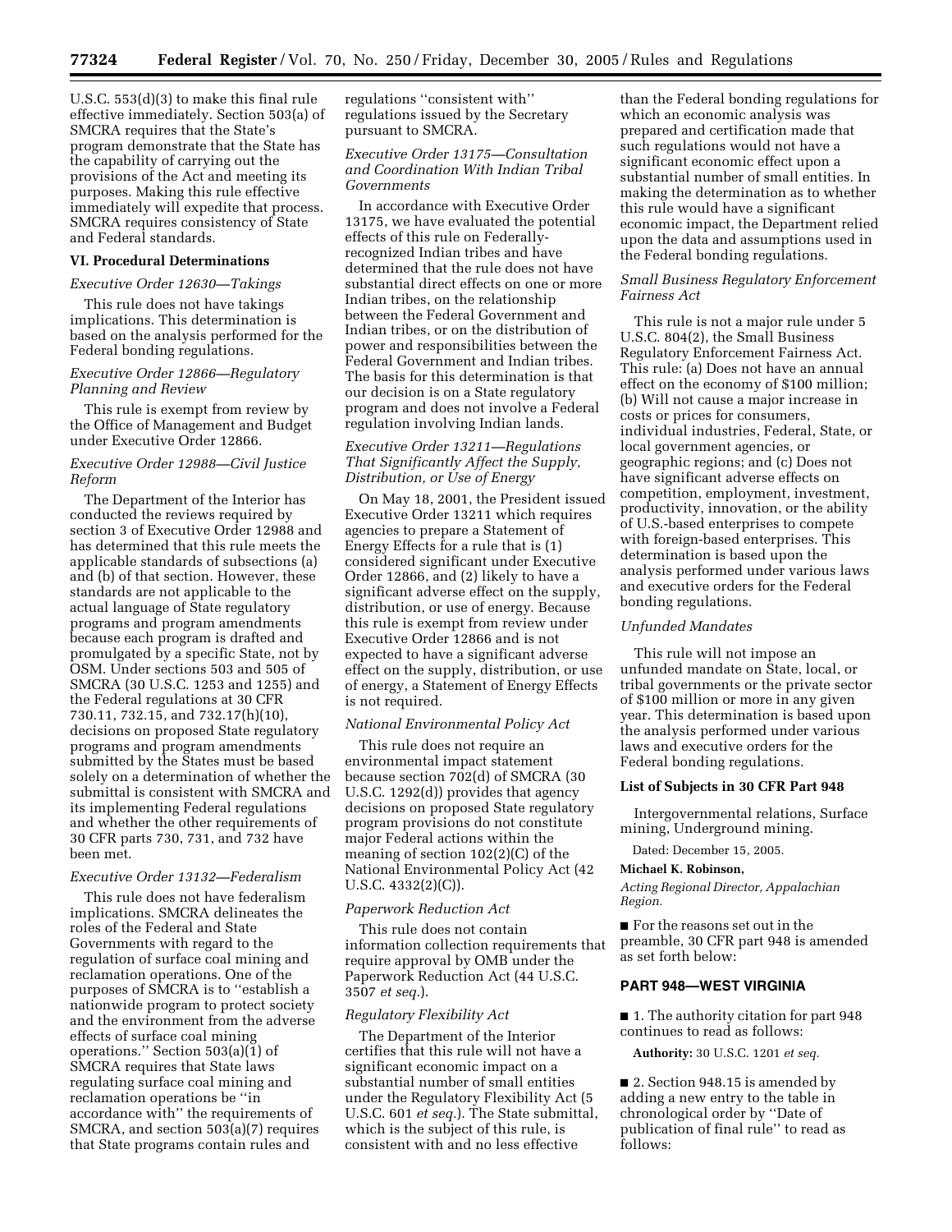U.S.C. 553(d)(3) to make this final rule effective immediately. Section 503(a) of SMCRA requires that the State's program demonstrate that the State has the capability of carrying out the provisions of the Act and meeting its purposes. Making this rule effective immediately will expedite that process. SMCRA requires consistency of State and Federal standards.

### VI. Procedural Determinations

*Executive Order 12630—Takings*

This rule does not have takings implications. This determination is based on the analysis performed for the Federal bonding regulations.

*Executive Order 12866—Regulatory Planning and Review*

This rule is exempt from review by the Office of Management and Budget under Executive Order 12866.

*Executive Order 12988—Civil Justice Reform*

The Department of the Interior has conducted the reviews required by section 3 of Executive Order 12988 and has determined that this rule meets the applicable standards of subsections (a) and (b) of that section. However, these standards are not applicable to the actual language of State regulatory programs and program amendments because each program is drafted and promulgated by a specific State, not by OSM. Under sections 503 and 505 of SMCRA (30 U.S.C. 1253 and 1255) and the Federal regulations at 30 CFR 730.11, 732.15, and 732.17(h)(10), decisions on proposed State regulatory programs and program amendments submitted by the States must be based solely on a determination of whether the submittal is consistent with SMCRA and its implementing Federal regulations and whether the other requirements of 30 CFR parts 730, 731, and 732 have been met.

*Executive Order 13132—Federalism*

This rule does not have federalism implications. SMCRA delineates the roles of the Federal and State Governments with regard to the regulation of surface coal mining and reclamation operations. One of the purposes of SMCRA is to ''establish a nationwide program to protect society and the environment from the adverse effects of surface coal mining operations.'' Section 503(a)(1) of SMCRA requires that State laws regulating surface coal mining and reclamation operations be ''in accordance with'' the requirements of SMCRA, and section 503(a)(7) requires that State programs contain rules and regulations ''consistent with'' regulations issued by the Secretary pursuant to SMCRA.

*Executive Order 13175—Consultation and Coordination With Indian Tribal Governments*

In accordance with Executive Order 13175, we have evaluated the potential effects of this rule on Federally-recognized Indian tribes and have determined that the rule does not have substantial direct effects on one or more Indian tribes, on the relationship between the Federal Government and Indian tribes, or on the distribution of power and responsibilities between the Federal Government and Indian tribes. The basis for this determination is that our decision is on a State regulatory program and does not involve a Federal regulation involving Indian lands.

*Executive Order 13211—Regulations That Significantly Affect the Supply, Distribution, or Use of Energy*

On May 18, 2001, the President issued Executive Order 13211 which requires agencies to prepare a Statement of Energy Effects for a rule that is (1) considered significant under Executive Order 12866, and (2) likely to have a significant adverse effect on the supply, distribution, or use of energy. Because this rule is exempt from review under Executive Order 12866 and is not expected to have a significant adverse effect on the supply, distribution, or use of energy, a Statement of Energy Effects is not required.

*National Environmental Policy Act*

This rule does not require an environmental impact statement because section 702(d) of SMCRA (30 U.S.C. 1292(d)) provides that agency decisions on proposed State regulatory program provisions do not constitute major Federal actions within the meaning of section 102(2)(C) of the National Environmental Policy Act (42 U.S.C. 4332(2)(C)).

*Paperwork Reduction Act*

This rule does not contain information collection requirements that require approval by OMB under the Paperwork Reduction Act (44 U.S.C. 3507 *et seq.*).

*Regulatory Flexibility Act*

The Department of the Interior certifies that this rule will not have a significant economic impact on a substantial number of small entities under the Regulatory Flexibility Act (5 U.S.C. 601 *et seq.*). The State submittal, which is the subject of this rule, is consistent with and no less effective than the Federal bonding regulations for which an economic analysis was prepared and certification made that such regulations would not have a significant economic effect upon a substantial number of small entities. In making the determination as to whether this rule would have a significant economic impact, the Department relied upon the data and assumptions used in the Federal bonding regulations.

*Small Business Regulatory Enforcement Fairness Act*

This rule is not a major rule under 5 U.S.C. 804(2), the Small Business Regulatory Enforcement Fairness Act. This rule: (a) Does not have an annual effect on the economy of $100 million; (b) Will not cause a major increase in costs or prices for consumers, individual industries, Federal, State, or local government agencies, or geographic regions; and (c) Does not have significant adverse effects on competition, employment, investment, productivity, innovation, or the ability of U.S.-based enterprises to compete with foreign-based enterprises. This determination is based upon the analysis performed under various laws and executive orders for the Federal bonding regulations.

*Unfunded Mandates*

This rule will not impose an unfunded mandate on State, local, or tribal governments or the private sector of $100 million or more in any given year. This determination is based upon the analysis performed under various laws and executive orders for the Federal bonding regulations.

**List of Subjects in 30 CFR Part 948**

Intergovernmental relations, Surface mining, Underground mining.

Dated: December 15, 2005.

**Michael K. Robinson,**

*Acting Regional Director, Appalachian Region.*

■ For the reasons set out in the preamble, 30 CFR part 948 is amended as set forth below:

## PART 948—WEST VIRGINIA

■ 1. The authority citation for part 948 continues to read as follows:

**Authority:** 30 U.S.C. 1201 *et seq.*

■ 2. Section 948.15 is amended by adding a new entry to the table in chronological order by ''Date of publication of final rule'' to read as follows: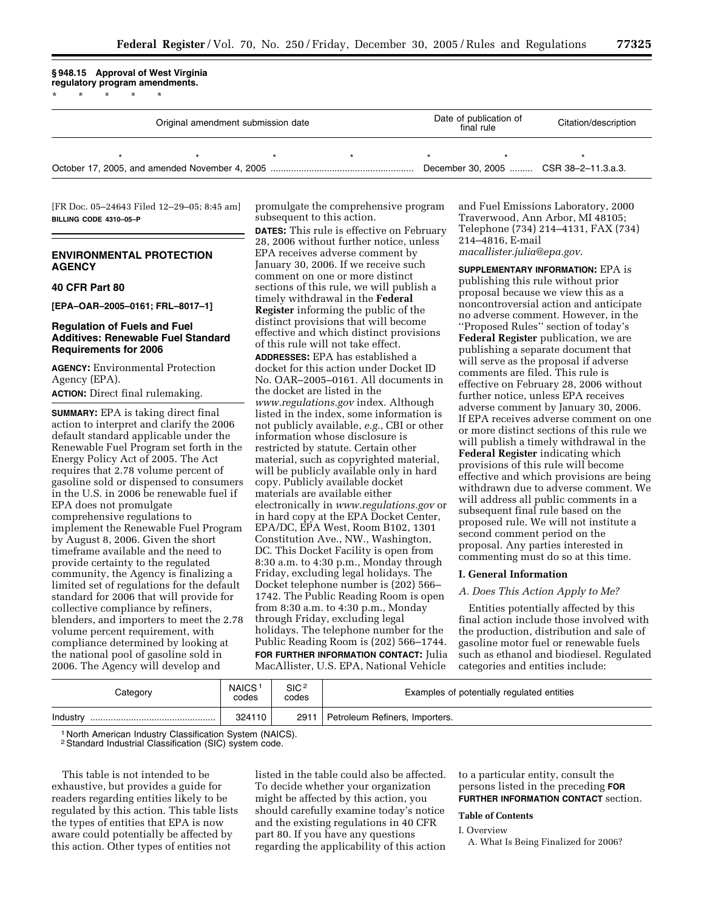**§ 948.15 Approval of West Virginia regulatory program amendments.**

\* \* \* \* \*

| Original amendment submission date | Date of publication of final rule | Citation/description |
|---|---|---|
| \* \* \* \* | \* \* | \* |
| October 17, 2005, and amended November 4, 2005 | December 30, 2005 | CSR 38–2–11.3.a.3. |

[FR Doc. 05–24643 Filed 12–29–05; 8:45 am]

**BILLING CODE 4310–05–P**

## ENVIRONMENTAL PROTECTION AGENCY

### 40 CFR Part 80

**[EPA–OAR–2005–0161; FRL–8017–1]**

### Regulation of Fuels and Fuel Additives: Renewable Fuel Standard Requirements for 2006

**AGENCY:** Environmental Protection Agency (EPA).

**ACTION:** Direct final rulemaking.

**SUMMARY:** EPA is taking direct final action to interpret and clarify the 2006 default standard applicable under the Renewable Fuel Program set forth in the Energy Policy Act of 2005. The Act requires that 2.78 volume percent of gasoline sold or dispensed to consumers in the U.S. in 2006 be renewable fuel if EPA does not promulgate comprehensive regulations to implement the Renewable Fuel Program by August 8, 2006. Given the short timeframe available and the need to provide certainty to the regulated community, the Agency is finalizing a limited set of regulations for the default standard for 2006 that will provide for collective compliance by refiners, blenders, and importers to meet the 2.78 volume percent requirement, with compliance determined by looking at the national pool of gasoline sold in 2006. The Agency will develop and promulgate the comprehensive program subsequent to this action.

**DATES:** This rule is effective on February 28, 2006 without further notice, unless EPA receives adverse comment by January 30, 2006. If we receive such comment on one or more distinct sections of this rule, we will publish a timely withdrawal in the **Federal Register** informing the public of the distinct provisions that will become effective and which distinct provisions of this rule will not take effect.

**ADDRESSES:** EPA has established a docket for this action under Docket ID No. OAR–2005–0161. All documents in the docket are listed in the *www.regulations.gov* index. Although listed in the index, some information is not publicly available, *e.g.*, CBI or other information whose disclosure is restricted by statute. Certain other material, such as copyrighted material, will be publicly available only in hard copy. Publicly available docket materials are available either electronically in *www.regulations.gov* or in hard copy at the EPA Docket Center, EPA/DC, EPA West, Room B102, 1301 Constitution Ave., NW., Washington, DC. This Docket Facility is open from 8:30 a.m. to 4:30 p.m., Monday through Friday, excluding legal holidays. The Docket telephone number is (202) 566–1742. The Public Reading Room is open from 8:30 a.m. to 4:30 p.m., Monday through Friday, excluding legal holidays. The telephone number for the Public Reading Room is (202) 566–1744.

**FOR FURTHER INFORMATION CONTACT:** Julia MacAllister, U.S. EPA, National Vehicle and Fuel Emissions Laboratory, 2000 Traverwood, Ann Arbor, MI 48105; Telephone (734) 214–4131, FAX (734) 214–4816, E-mail *macallister.julia@epa.gov*.

**SUPPLEMENTARY INFORMATION:** EPA is publishing this rule without prior proposal because we view this as a noncontroversial action and anticipate no adverse comment. However, in the ''Proposed Rules'' section of today's **Federal Register** publication, we are publishing a separate document that will serve as the proposal if adverse comments are filed. This rule is effective on February 28, 2006 without further notice, unless EPA receives adverse comment by January 30, 2006. If EPA receives adverse comment on one or more distinct sections of this rule we will publish a timely withdrawal in the **Federal Register** indicating which provisions of this rule will become effective and which provisions are being withdrawn due to adverse comment. We will address all public comments in a subsequent final rule based on the proposed rule. We will not institute a second comment period on the proposal. Any parties interested in commenting must do so at this time.

### I. General Information

*A. Does This Action Apply to Me?*

Entities potentially affected by this final action include those involved with the production, distribution and sale of gasoline motor fuel or renewable fuels such as ethanol and biodiesel. Regulated categories and entities include:

| Category | NAICS[1] codes | SIC[2] codes | Examples of potentially regulated entities |
|---|---|---|---|
| Industry | 324110 | 2911 | Petroleum Refiners, Importers. |

[1] North American Industry Classification System (NAICS).
[2] Standard Industrial Classification (SIC) system code.

This table is not intended to be exhaustive, but provides a guide for readers regarding entities likely to be regulated by this action. This table lists the types of entities that EPA is now aware could potentially be affected by this action. Other types of entities not listed in the table could also be affected. To decide whether your organization might be affected by this action, you should carefully examine today's notice and the existing regulations in 40 CFR part 80. If you have any questions regarding the applicability of this action to a particular entity, consult the persons listed in the preceding **FOR FURTHER INFORMATION CONTACT** section.

**Table of Contents**

I. Overview
  A. What Is Being Finalized for 2006?